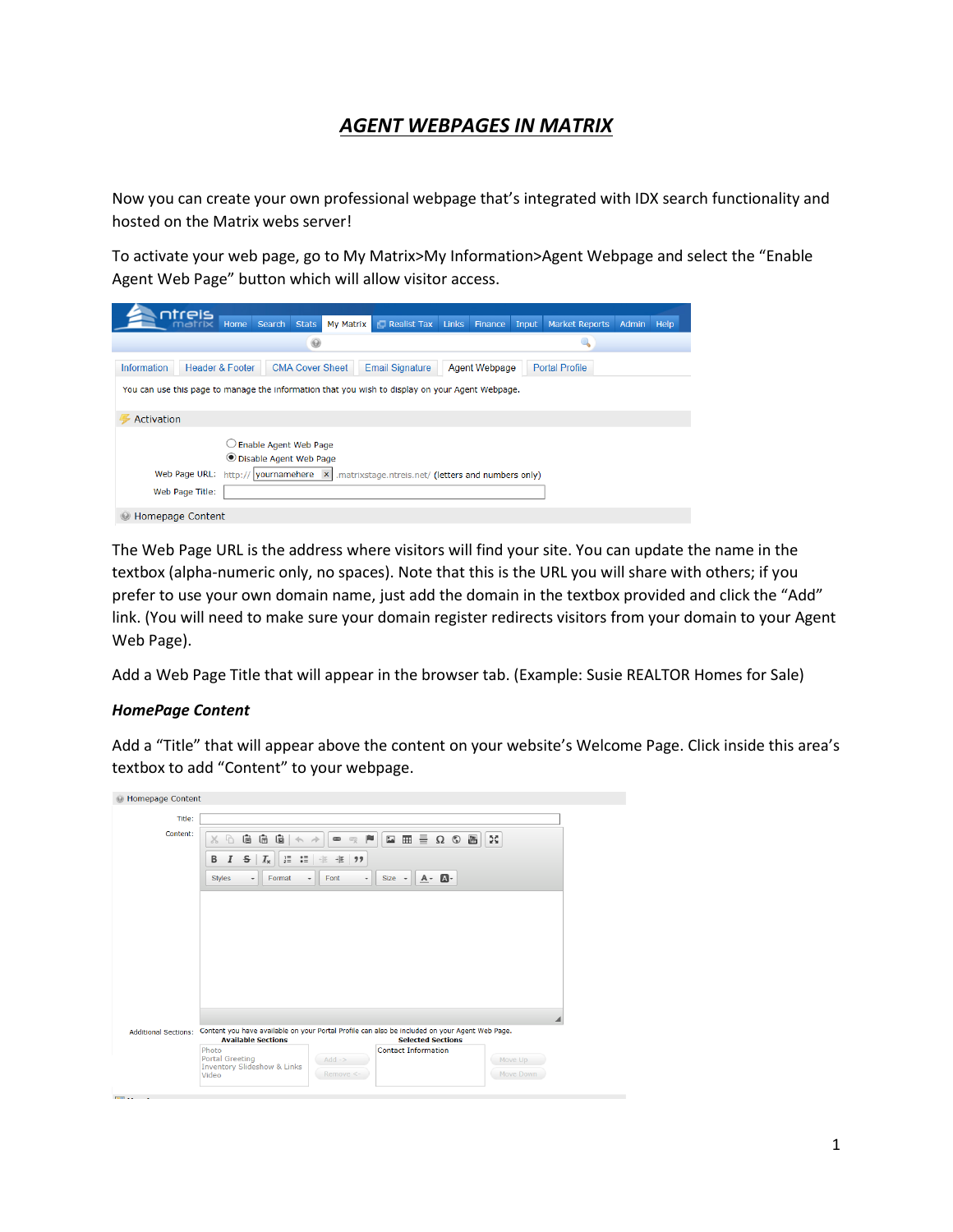# *AGENT WEBPAGES IN MATRIX*

Now you can create your own professional webpage that's integrated with IDX search functionality and hosted on the Matrix webs server!

To activate your web page, go to My Matrix>My Information>Agent Webpage and select the "Enable Agent Web Page" button which will allow visitor access.

The Web Page URL is the address where visitors will find your site. You can update the name in the textbox (alpha-numeric only, no spaces). Note that this is the URL you will share with others; if you prefer to use your own domain name, just add the domain in the textbox provided and click the "Add" link. (You will need to make sure your domain register redirects visitors from your domain to your Agent Web Page).

Add a Web Page Title that will appear in the browser tab. (Example: Susie REALTOR Homes for Sale)

### *HomePage Content*

Add a "Title" that will appear above the content on your website's Welcome Page. Click inside this area's textbox to add "Content" to your webpage.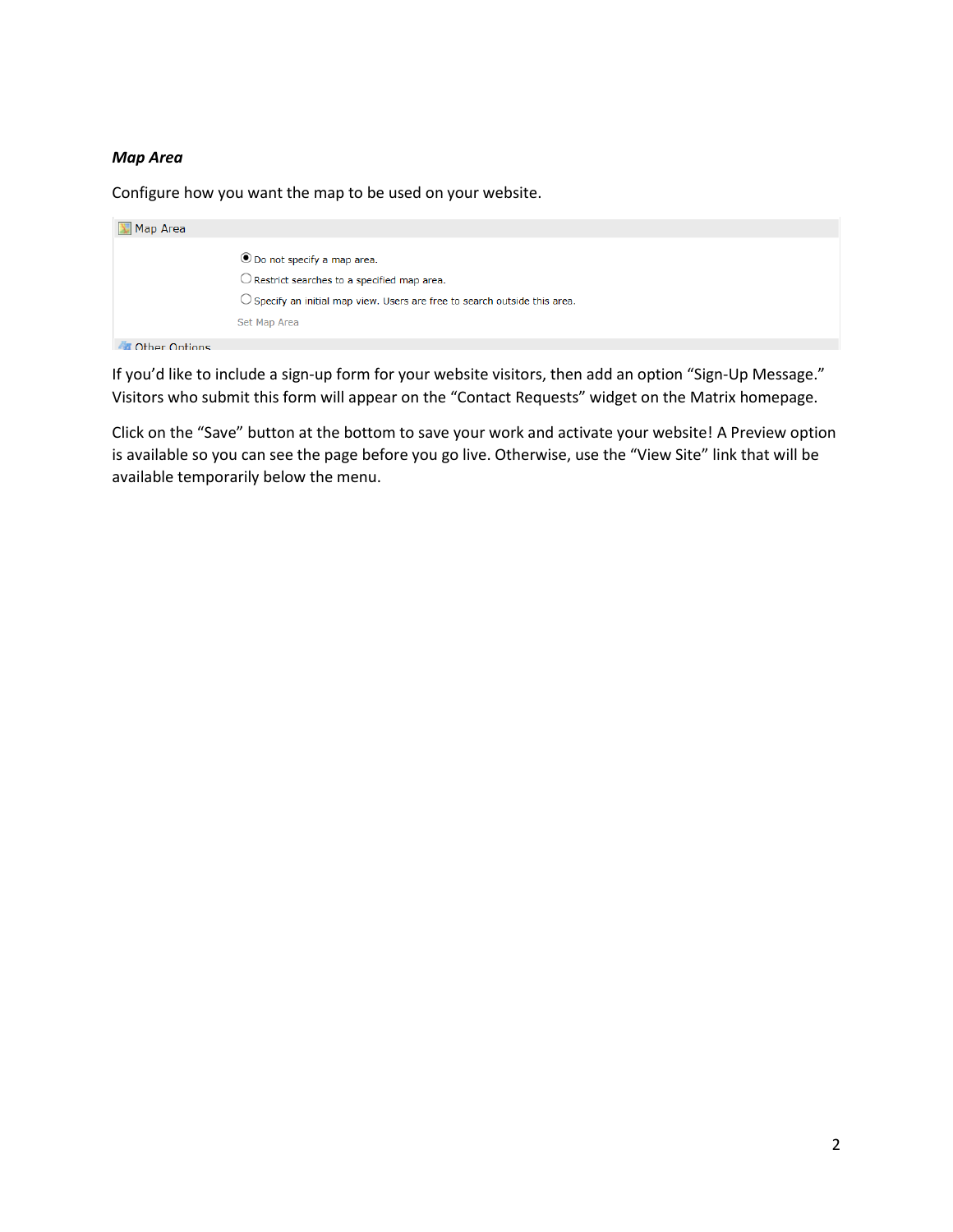***Map Area***

Configure how you want the map to be used on your website.

Map Area

- (•) Do not specify a map area.
- ( ) Restrict searches to a specified map area.
- ( ) Specify an initial map view. Users are free to search outside this area.

Set Map Area

Other Options

If you'd like to include a sign-up form for your website visitors, then add an option "Sign-Up Message." Visitors who submit this form will appear on the "Contact Requests" widget on the Matrix homepage.

Click on the "Save" button at the bottom to save your work and activate your website! A Preview option is available so you can see the page before you go live. Otherwise, use the "View Site" link that will be available temporarily below the menu.